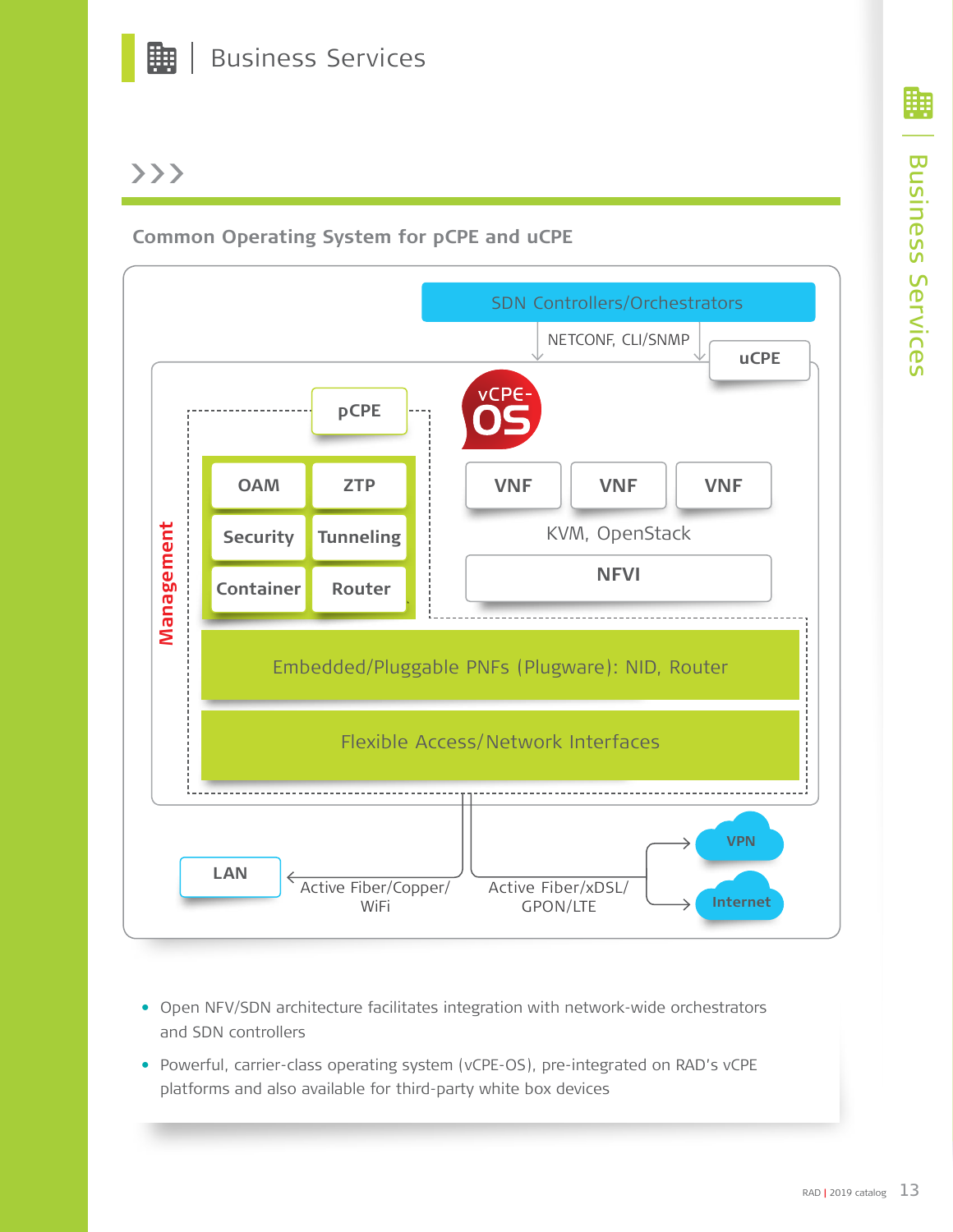# Business Services

## Common Operating System for pCPE and uCPE

SDN Controllers/Orchestrators

NETCONF, CLI/SNMP

uCPE

pCPE

vCPE-OS

Management

OAM | ZTP

Security | Tunneling

Container | Router

VNF | VNF | VNF

KVM, OpenStack

NFVI

Embedded/Pluggable PNFs (Plugware): NID, Router

Flexible Access/Network Interfaces

LAN

Active Fiber/Copper/WiFi

Active Fiber/xDSL/GPON/LTE

VPN

Internet

- Open NFV/SDN architecture facilitates integration with network-wide orchestrators and SDN controllers
- Powerful, carrier-class operating system (vCPE-OS), pre-integrated on RAD's vCPE platforms and also available for third-party white box devices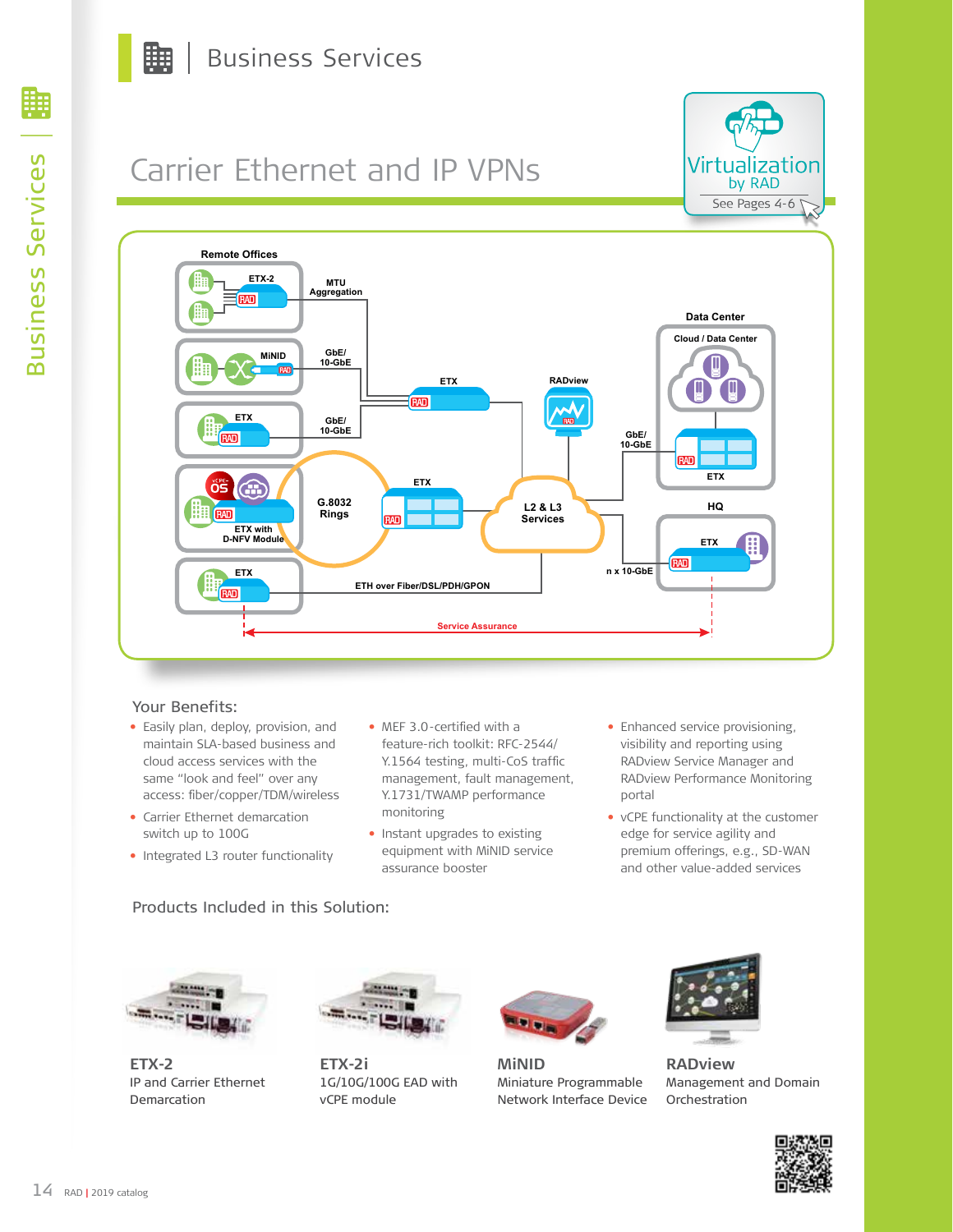# Business Services

## Carrier Ethernet and IP VPNs

Virtualization by RAD
See Pages 4-6

### Your Benefits:

- Easily plan, deploy, provision, and maintain SLA-based business and cloud access services with the same "look and feel" over any access: fiber/copper/TDM/wireless
- Carrier Ethernet demarcation switch up to 100G
- Integrated L3 router functionality
- MEF 3.0-certified with a feature-rich toolkit: RFC-2544/ Y.1564 testing, multi-CoS traffic management, fault management, Y.1731/TWAMP performance monitoring
- Instant upgrades to existing equipment with MiNID service assurance booster
- Enhanced service provisioning, visibility and reporting using RADview Service Manager and RADview Performance Monitoring portal
- vCPE functionality at the customer edge for service agility and premium offerings, e.g., SD-WAN and other value-added services

### Products Included in this Solution:

**ETX-2**
IP and Carrier Ethernet Demarcation

**ETX-2i**
1G/10G/100G EAD with vCPE module

**MiNID**
Miniature Programmable Network Interface Device

**RADview**
Management and Domain Orchestration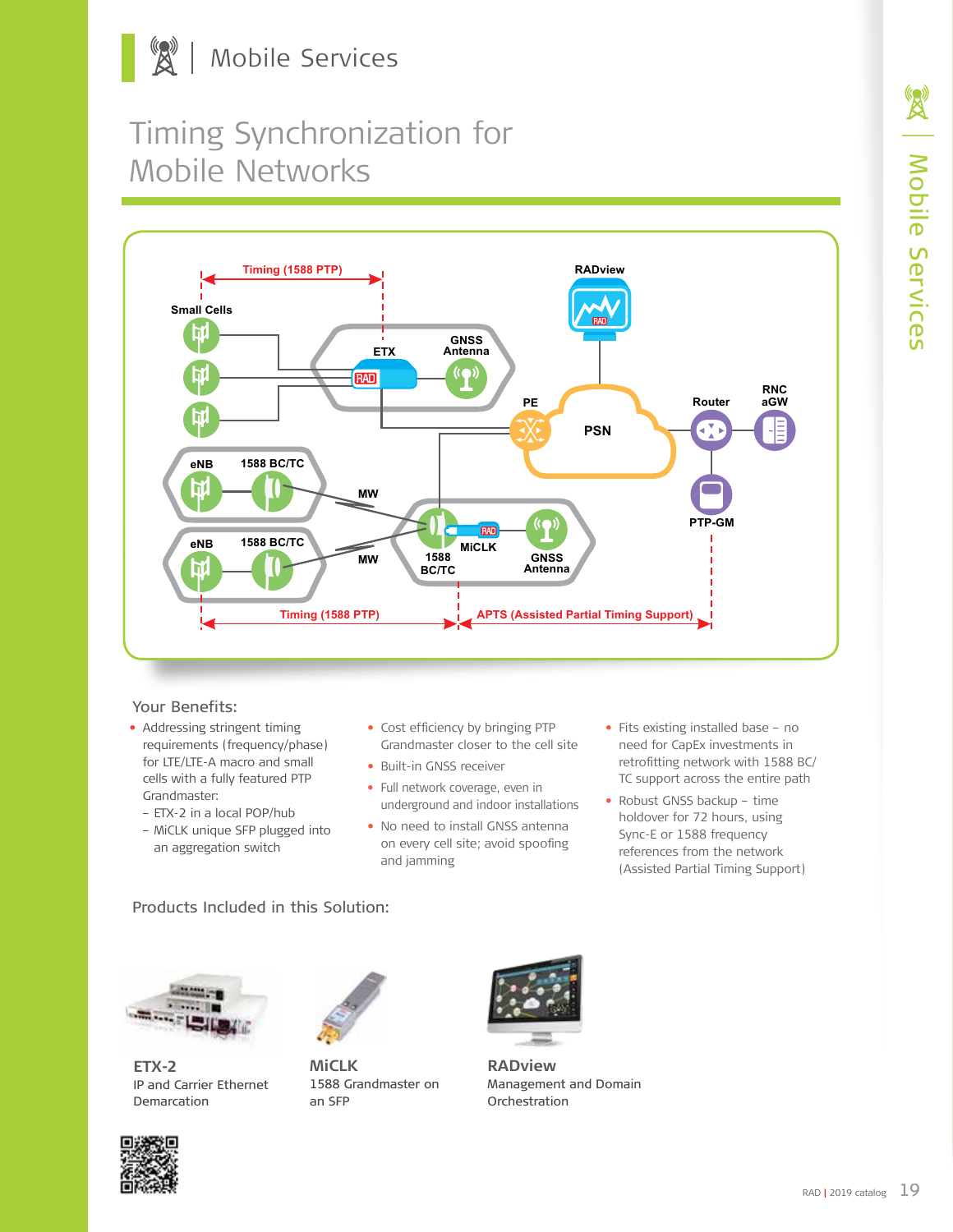# Mobile Services

## Timing Synchronization for Mobile Networks

Timing (1588 PTP)

RADview

Small Cells

ETX

GNSS Antenna

PE

PSN

Router

RNC aGW

eNB

1588 BC/TC

MW

eNB

1588 BC/TC

MW

1588 BC/TC

MiCLK

GNSS Antenna

PTP-GM

Timing (1588 PTP)

APTS (Assisted Partial Timing Support)

### Your Benefits:

- Addressing stringent timing requirements (frequency/phase) for LTE/LTE-A macro and small cells with a fully featured PTP Grandmaster:
  - ETX-2 in a local POP/hub
  - MiCLK unique SFP plugged into an aggregation switch
- Cost efficiency by bringing PTP Grandmaster closer to the cell site
- Built-in GNSS receiver
- Full network coverage, even in underground and indoor installations
- No need to install GNSS antenna on every cell site; avoid spoofing and jamming
- Fits existing installed base – no need for CapEx investments in retrofitting network with 1588 BC/TC support across the entire path
- Robust GNSS backup – time holdover for 72 hours, using Sync-E or 1588 frequency references from the network (Assisted Partial Timing Support)

### Products Included in this Solution:

**ETX-2**
IP and Carrier Ethernet Demarcation

**MiCLK**
1588 Grandmaster on an SFP

**RADview**
Management and Domain Orchestration